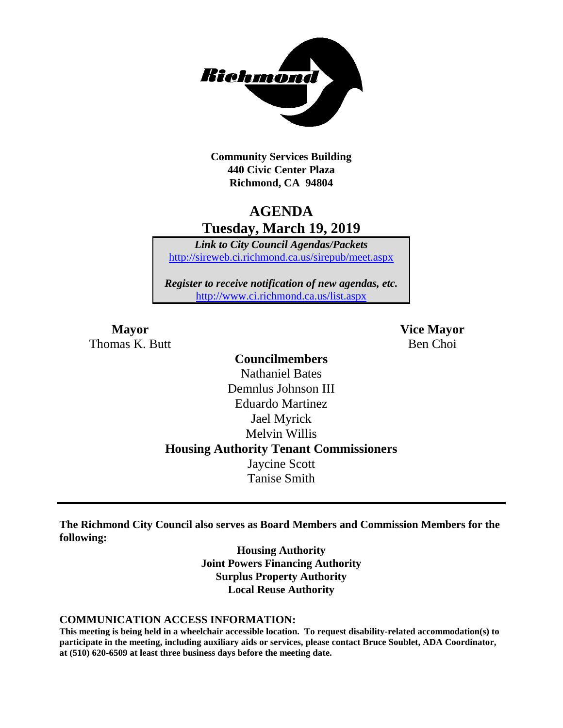**Community Services Building**
**440 Civic Center Plaza**
**Richmond, CA 94804**

# AGENDA
## Tuesday, March 19, 2019

*Link to City Council Agendas/Packets*
http://sireweb.ci.richmond.ca.us/sirepub/meet.aspx

*Register to receive notification of new agendas, etc.*
http://www.ci.richmond.ca.us/list.aspx

**Mayor**
Thomas K. Butt

**Vice Mayor**
Ben Choi

**Councilmembers**
Nathaniel Bates
Demnlus Johnson III
Eduardo Martinez
Jael Myrick
Melvin Willis

**Housing Authority Tenant Commissioners**
Jaycine Scott
Tanise Smith

---

**The Richmond City Council also serves as Board Members and Commission Members for the following:**

**Housing Authority**
**Joint Powers Financing Authority**
**Surplus Property Authority**
**Local Reuse Authority**

**COMMUNICATION ACCESS INFORMATION:**
**This meeting is being held in a wheelchair accessible location. To request disability-related accommodation(s) to participate in the meeting, including auxiliary aids or services, please contact Bruce Soublet, ADA Coordinator, at (510) 620-6509 at least three business days before the meeting date.**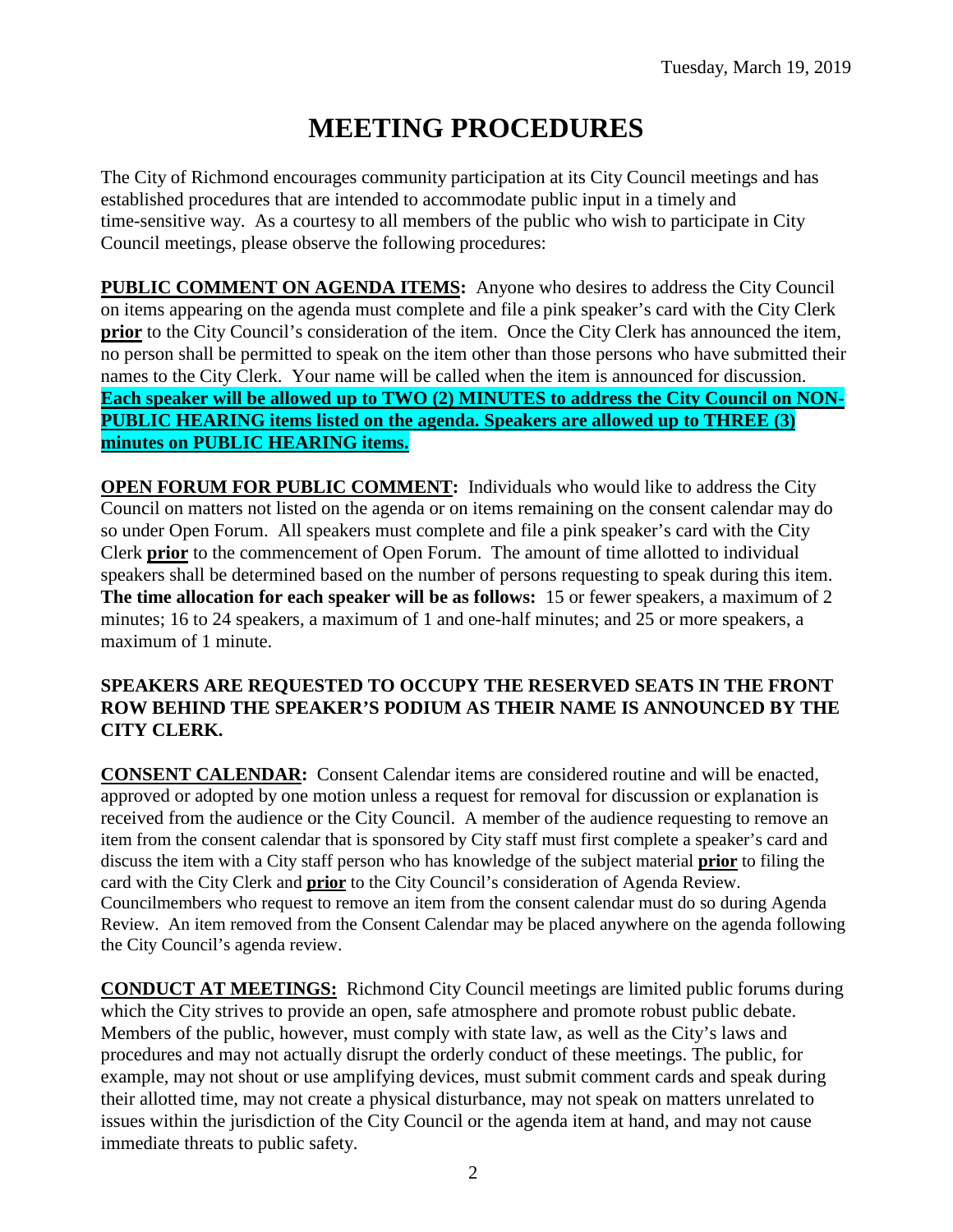# MEETING PROCEDURES

The City of Richmond encourages community participation at its City Council meetings and has established procedures that are intended to accommodate public input in a timely and time-sensitive way. As a courtesy to all members of the public who wish to participate in City Council meetings, please observe the following procedures:

**PUBLIC COMMENT ON AGENDA ITEMS:** Anyone who desires to address the City Council on items appearing on the agenda must complete and file a pink speaker's card with the City Clerk **prior** to the City Council's consideration of the item. Once the City Clerk has announced the item, no person shall be permitted to speak on the item other than those persons who have submitted their names to the City Clerk. Your name will be called when the item is announced for discussion. **Each speaker will be allowed up to TWO (2) MINUTES to address the City Council on NON-PUBLIC HEARING items listed on the agenda. Speakers are allowed up to THREE (3) minutes on PUBLIC HEARING items.**

**OPEN FORUM FOR PUBLIC COMMENT:** Individuals who would like to address the City Council on matters not listed on the agenda or on items remaining on the consent calendar may do so under Open Forum. All speakers must complete and file a pink speaker's card with the City Clerk **prior** to the commencement of Open Forum. The amount of time allotted to individual speakers shall be determined based on the number of persons requesting to speak during this item. **The time allocation for each speaker will be as follows:** 15 or fewer speakers, a maximum of 2 minutes; 16 to 24 speakers, a maximum of 1 and one-half minutes; and 25 or more speakers, a maximum of 1 minute.

**SPEAKERS ARE REQUESTED TO OCCUPY THE RESERVED SEATS IN THE FRONT ROW BEHIND THE SPEAKER'S PODIUM AS THEIR NAME IS ANNOUNCED BY THE CITY CLERK.**

**CONSENT CALENDAR:** Consent Calendar items are considered routine and will be enacted, approved or adopted by one motion unless a request for removal for discussion or explanation is received from the audience or the City Council. A member of the audience requesting to remove an item from the consent calendar that is sponsored by City staff must first complete a speaker's card and discuss the item with a City staff person who has knowledge of the subject material **prior** to filing the card with the City Clerk and **prior** to the City Council's consideration of Agenda Review. Councilmembers who request to remove an item from the consent calendar must do so during Agenda Review. An item removed from the Consent Calendar may be placed anywhere on the agenda following the City Council's agenda review.

**CONDUCT AT MEETINGS:** Richmond City Council meetings are limited public forums during which the City strives to provide an open, safe atmosphere and promote robust public debate. Members of the public, however, must comply with state law, as well as the City's laws and procedures and may not actually disrupt the orderly conduct of these meetings. The public, for example, may not shout or use amplifying devices, must submit comment cards and speak during their allotted time, may not create a physical disturbance, may not speak on matters unrelated to issues within the jurisdiction of the City Council or the agenda item at hand, and may not cause immediate threats to public safety.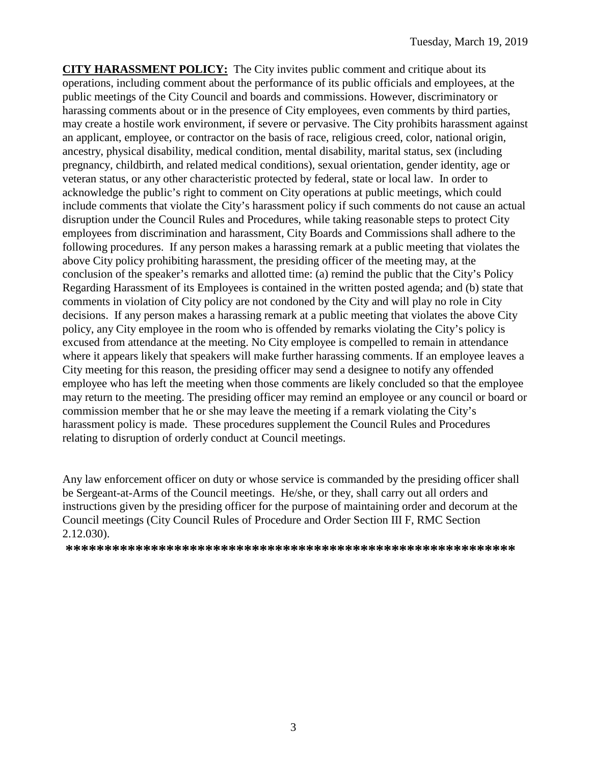**CITY HARASSMENT POLICY:** The City invites public comment and critique about its operations, including comment about the performance of its public officials and employees, at the public meetings of the City Council and boards and commissions. However, discriminatory or harassing comments about or in the presence of City employees, even comments by third parties, may create a hostile work environment, if severe or pervasive. The City prohibits harassment against an applicant, employee, or contractor on the basis of race, religious creed, color, national origin, ancestry, physical disability, medical condition, mental disability, marital status, sex (including pregnancy, childbirth, and related medical conditions), sexual orientation, gender identity, age or veteran status, or any other characteristic protected by federal, state or local law. In order to acknowledge the public's right to comment on City operations at public meetings, which could include comments that violate the City's harassment policy if such comments do not cause an actual disruption under the Council Rules and Procedures, while taking reasonable steps to protect City employees from discrimination and harassment, City Boards and Commissions shall adhere to the following procedures. If any person makes a harassing remark at a public meeting that violates the above City policy prohibiting harassment, the presiding officer of the meeting may, at the conclusion of the speaker's remarks and allotted time: (a) remind the public that the City's Policy Regarding Harassment of its Employees is contained in the written posted agenda; and (b) state that comments in violation of City policy are not condoned by the City and will play no role in City decisions. If any person makes a harassing remark at a public meeting that violates the above City policy, any City employee in the room who is offended by remarks violating the City's policy is excused from attendance at the meeting. No City employee is compelled to remain in attendance where it appears likely that speakers will make further harassing comments. If an employee leaves a City meeting for this reason, the presiding officer may send a designee to notify any offended employee who has left the meeting when those comments are likely concluded so that the employee may return to the meeting. The presiding officer may remind an employee or any council or board or commission member that he or she may leave the meeting if a remark violating the City's harassment policy is made. These procedures supplement the Council Rules and Procedures relating to disruption of orderly conduct at Council meetings.

Any law enforcement officer on duty or whose service is commanded by the presiding officer shall be Sergeant-at-Arms of the Council meetings. He/she, or they, shall carry out all orders and instructions given by the presiding officer for the purpose of maintaining order and decorum at the Council meetings (City Council Rules of Procedure and Order Section III F, RMC Section 2.12.030).

**********************************************************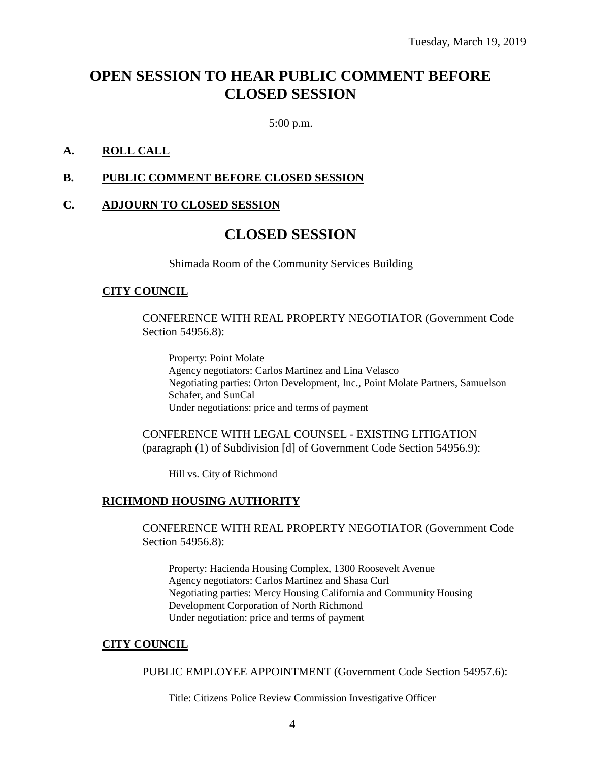Tuesday, March 19, 2019

# OPEN SESSION TO HEAR PUBLIC COMMENT BEFORE CLOSED SESSION

5:00 p.m.

**A. ROLL CALL**

**B. PUBLIC COMMENT BEFORE CLOSED SESSION**

**C. ADJOURN TO CLOSED SESSION**

# CLOSED SESSION

Shimada Room of the Community Services Building

**CITY COUNCIL**

CONFERENCE WITH REAL PROPERTY NEGOTIATOR (Government Code Section 54956.8):

Property: Point Molate
Agency negotiators: Carlos Martinez and Lina Velasco
Negotiating parties: Orton Development, Inc., Point Molate Partners, Samuelson Schafer, and SunCal
Under negotiations: price and terms of payment

CONFERENCE WITH LEGAL COUNSEL - EXISTING LITIGATION (paragraph (1) of Subdivision [d] of Government Code Section 54956.9):

Hill vs. City of Richmond

**RICHMOND HOUSING AUTHORITY**

CONFERENCE WITH REAL PROPERTY NEGOTIATOR (Government Code Section 54956.8):

Property: Hacienda Housing Complex, 1300 Roosevelt Avenue
Agency negotiators: Carlos Martinez and Shasa Curl
Negotiating parties: Mercy Housing California and Community Housing Development Corporation of North Richmond
Under negotiation: price and terms of payment

**CITY COUNCIL**

PUBLIC EMPLOYEE APPOINTMENT (Government Code Section 54957.6):

Title: Citizens Police Review Commission Investigative Officer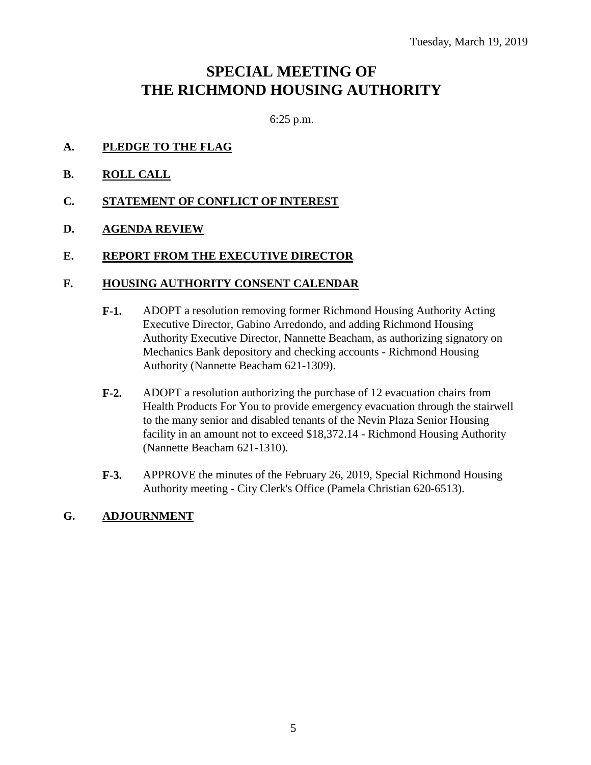Tuesday, March 19, 2019

# SPECIAL MEETING OF THE RICHMOND HOUSING AUTHORITY

6:25 p.m.

**A. PLEDGE TO THE FLAG**

**B. ROLL CALL**

**C. STATEMENT OF CONFLICT OF INTEREST**

**D. AGENDA REVIEW**

**E. REPORT FROM THE EXECUTIVE DIRECTOR**

**F. HOUSING AUTHORITY CONSENT CALENDAR**

**F-1.** ADOPT a resolution removing former Richmond Housing Authority Acting Executive Director, Gabino Arredondo, and adding Richmond Housing Authority Executive Director, Nannette Beacham, as authorizing signatory on Mechanics Bank depository and checking accounts - Richmond Housing Authority (Nannette Beacham 621-1309).

**F-2.** ADOPT a resolution authorizing the purchase of 12 evacuation chairs from Health Products For You to provide emergency evacuation through the stairwell to the many senior and disabled tenants of the Nevin Plaza Senior Housing facility in an amount not to exceed $18,372.14 - Richmond Housing Authority (Nannette Beacham 621-1310).

**F-3.** APPROVE the minutes of the February 26, 2019, Special Richmond Housing Authority meeting - City Clerk's Office (Pamela Christian 620-6513).

**G. ADJOURNMENT**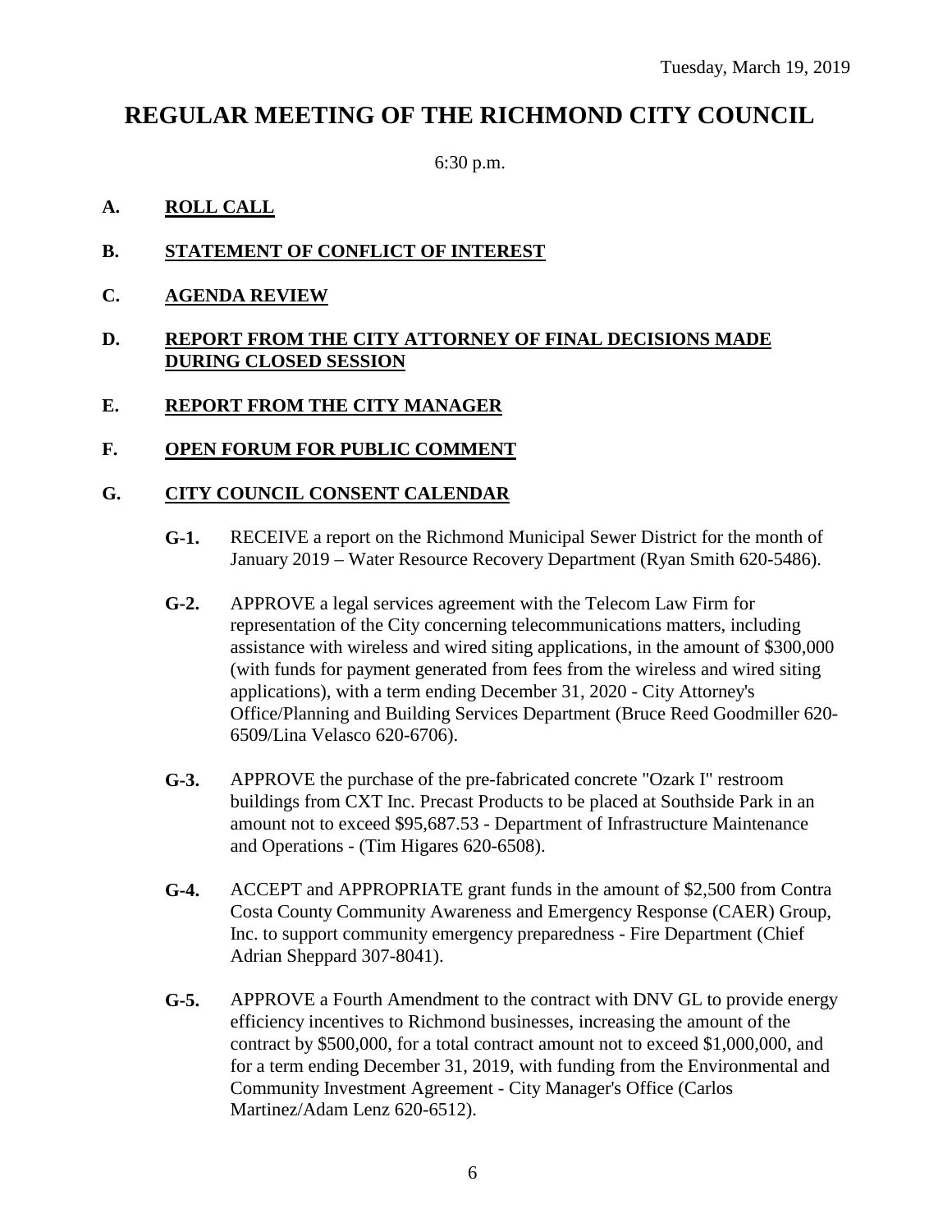Tuesday, March 19, 2019

# REGULAR MEETING OF THE RICHMOND CITY COUNCIL

6:30 p.m.

**A. ROLL CALL**

**B. STATEMENT OF CONFLICT OF INTEREST**

**C. AGENDA REVIEW**

**D. REPORT FROM THE CITY ATTORNEY OF FINAL DECISIONS MADE DURING CLOSED SESSION**

**E. REPORT FROM THE CITY MANAGER**

**F. OPEN FORUM FOR PUBLIC COMMENT**

**G. CITY COUNCIL CONSENT CALENDAR**

**G-1.** RECEIVE a report on the Richmond Municipal Sewer District for the month of January 2019 – Water Resource Recovery Department (Ryan Smith 620-5486).

**G-2.** APPROVE a legal services agreement with the Telecom Law Firm for representation of the City concerning telecommunications matters, including assistance with wireless and wired siting applications, in the amount of $300,000 (with funds for payment generated from fees from the wireless and wired siting applications), with a term ending December 31, 2020 - City Attorney's Office/Planning and Building Services Department (Bruce Reed Goodmiller 620-6509/Lina Velasco 620-6706).

**G-3.** APPROVE the purchase of the pre-fabricated concrete "Ozark I" restroom buildings from CXT Inc. Precast Products to be placed at Southside Park in an amount not to exceed $95,687.53 - Department of Infrastructure Maintenance and Operations - (Tim Higares 620-6508).

**G-4.** ACCEPT and APPROPRIATE grant funds in the amount of $2,500 from Contra Costa County Community Awareness and Emergency Response (CAER) Group, Inc. to support community emergency preparedness - Fire Department (Chief Adrian Sheppard 307-8041).

**G-5.** APPROVE a Fourth Amendment to the contract with DNV GL to provide energy efficiency incentives to Richmond businesses, increasing the amount of the contract by $500,000, for a total contract amount not to exceed $1,000,000, and for a term ending December 31, 2019, with funding from the Environmental and Community Investment Agreement - City Manager's Office (Carlos Martinez/Adam Lenz 620-6512).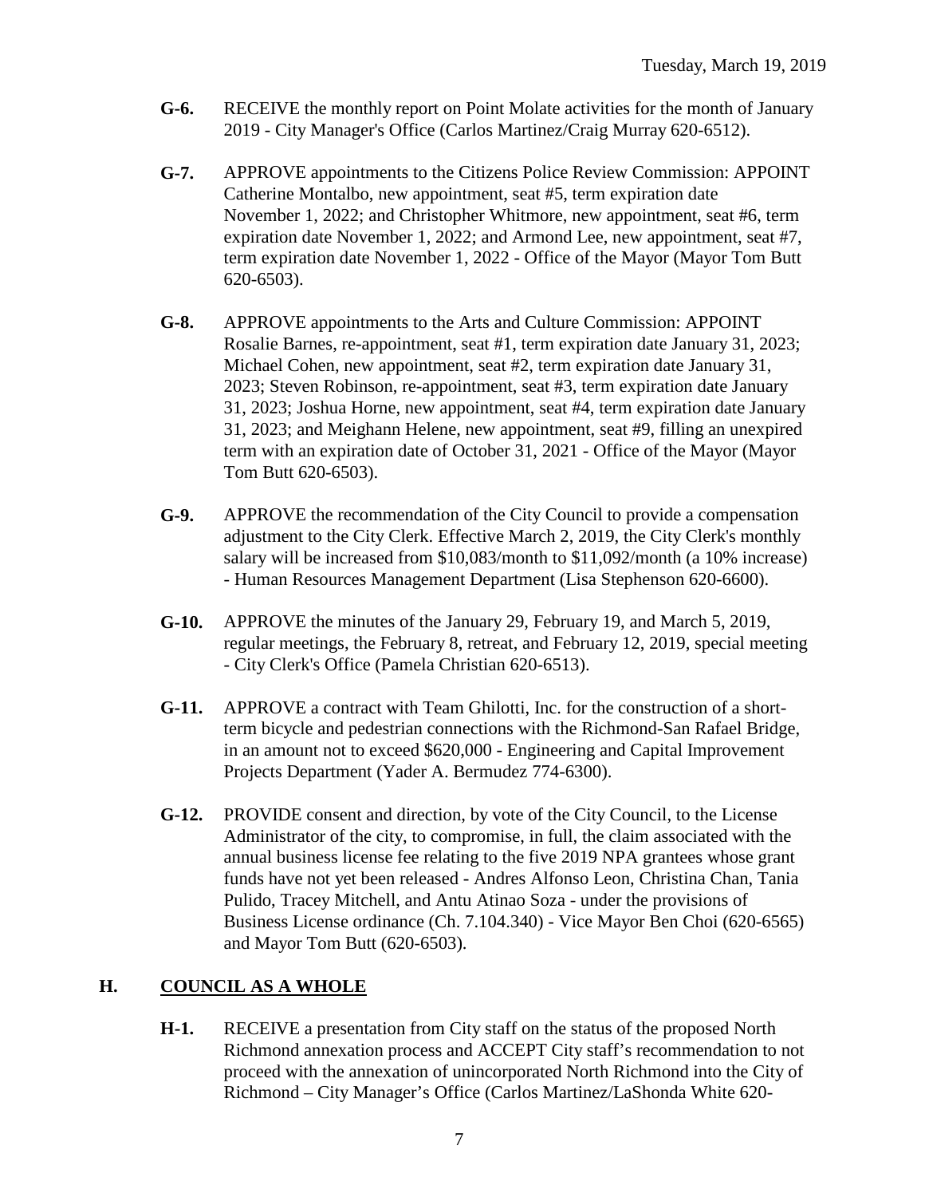**G-6.** RECEIVE the monthly report on Point Molate activities for the month of January 2019 - City Manager's Office (Carlos Martinez/Craig Murray 620-6512).

**G-7.** APPROVE appointments to the Citizens Police Review Commission: APPOINT Catherine Montalbo, new appointment, seat #5, term expiration date November 1, 2022; and Christopher Whitmore, new appointment, seat #6, term expiration date November 1, 2022; and Armond Lee, new appointment, seat #7, term expiration date November 1, 2022 - Office of the Mayor (Mayor Tom Butt 620-6503).

**G-8.** APPROVE appointments to the Arts and Culture Commission: APPOINT Rosalie Barnes, re-appointment, seat #1, term expiration date January 31, 2023; Michael Cohen, new appointment, seat #2, term expiration date January 31, 2023; Steven Robinson, re-appointment, seat #3, term expiration date January 31, 2023; Joshua Horne, new appointment, seat #4, term expiration date January 31, 2023; and Meighann Helene, new appointment, seat #9, filling an unexpired term with an expiration date of October 31, 2021 - Office of the Mayor (Mayor Tom Butt 620-6503).

**G-9.** APPROVE the recommendation of the City Council to provide a compensation adjustment to the City Clerk. Effective March 2, 2019, the City Clerk's monthly salary will be increased from $10,083/month to $11,092/month (a 10% increase) - Human Resources Management Department (Lisa Stephenson 620-6600).

**G-10.** APPROVE the minutes of the January 29, February 19, and March 5, 2019, regular meetings, the February 8, retreat, and February 12, 2019, special meeting - City Clerk's Office (Pamela Christian 620-6513).

**G-11.** APPROVE a contract with Team Ghilotti, Inc. for the construction of a short-term bicycle and pedestrian connections with the Richmond-San Rafael Bridge, in an amount not to exceed $620,000 - Engineering and Capital Improvement Projects Department (Yader A. Bermudez 774-6300).

**G-12.** PROVIDE consent and direction, by vote of the City Council, to the License Administrator of the city, to compromise, in full, the claim associated with the annual business license fee relating to the five 2019 NPA grantees whose grant funds have not yet been released - Andres Alfonso Leon, Christina Chan, Tania Pulido, Tracey Mitchell, and Antu Atinao Soza - under the provisions of Business License ordinance (Ch. 7.104.340) - Vice Mayor Ben Choi (620-6565) and Mayor Tom Butt (620-6503).

## H. COUNCIL AS A WHOLE

**H-1.** RECEIVE a presentation from City staff on the status of the proposed North Richmond annexation process and ACCEPT City staff's recommendation to not proceed with the annexation of unincorporated North Richmond into the City of Richmond – City Manager's Office (Carlos Martinez/LaShonda White 620-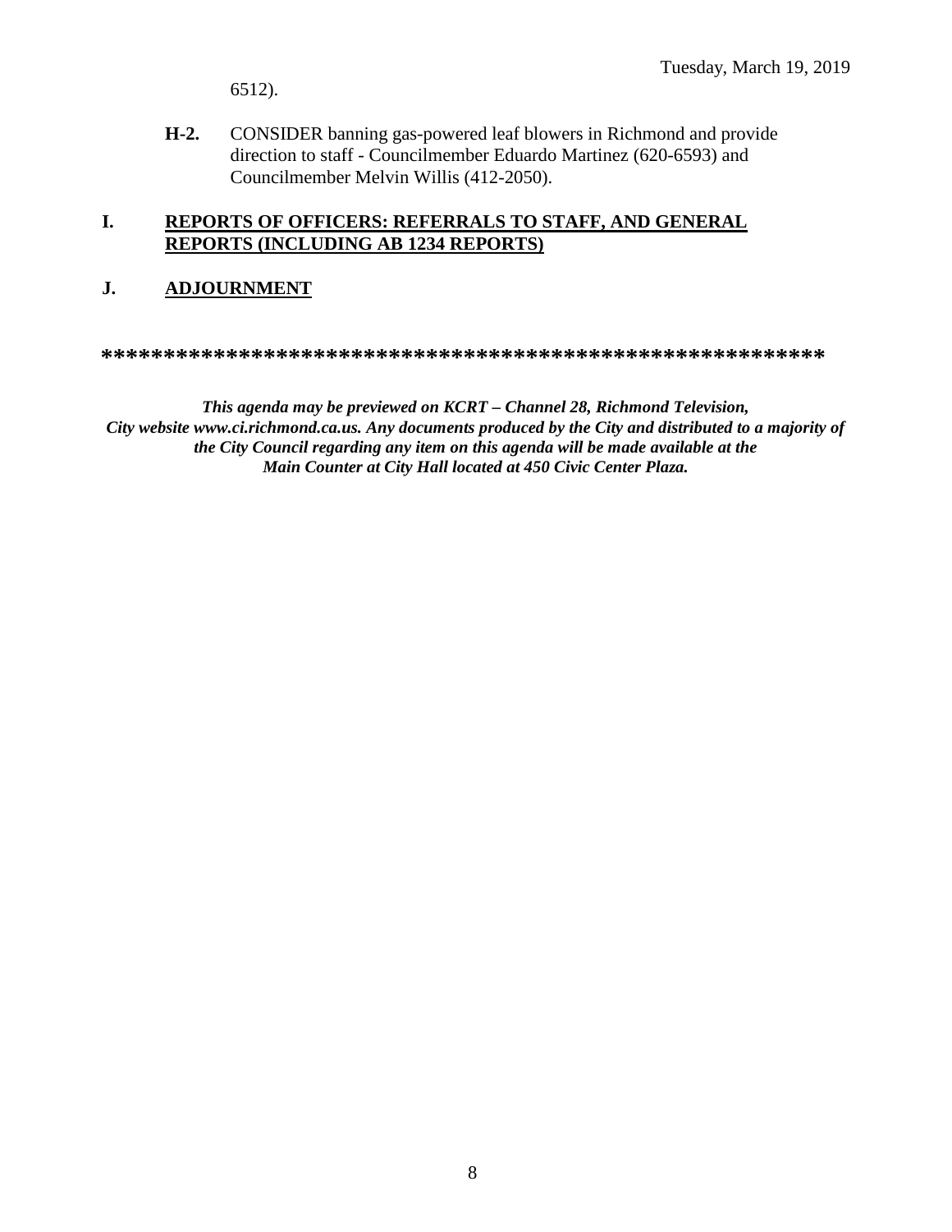6512).

**H-2.** CONSIDER banning gas-powered leaf blowers in Richmond and provide direction to staff - Councilmember Eduardo Martinez (620-6593) and Councilmember Melvin Willis (412-2050).

## I. REPORTS OF OFFICERS: REFERRALS TO STAFF, AND GENERAL REPORTS (INCLUDING AB 1234 REPORTS)

## J. ADJOURNMENT

**\*\*\*\*\*\*\*\*\*\*\*\*\*\*\*\*\*\*\*\*\*\*\*\*\*\*\*\*\*\*\*\*\*\*\*\*\*\*\*\*\*\*\*\*\*\*\*\*\*\*\*\*\*\*\*\*\*\*\*\*\***

***This agenda may be previewed on KCRT – Channel 28, Richmond Television, City website www.ci.richmond.ca.us. Any documents produced by the City and distributed to a majority of the City Council regarding any item on this agenda will be made available at the Main Counter at City Hall located at 450 Civic Center Plaza.***